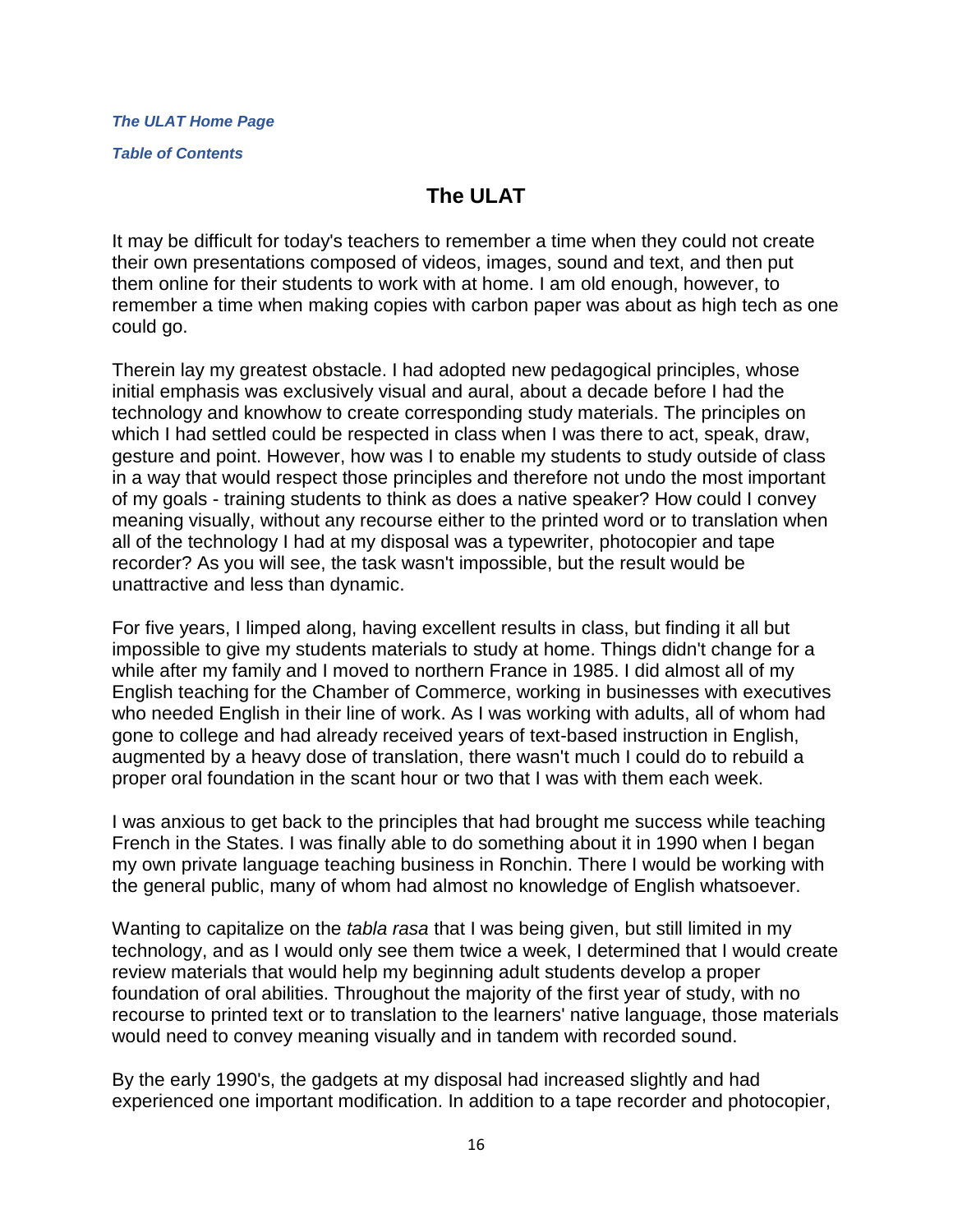***The ULAT Home Page***

***Table of Contents***

# The ULAT

It may be difficult for today's teachers to remember a time when they could not create their own presentations composed of videos, images, sound and text, and then put them online for their students to work with at home. I am old enough, however, to remember a time when making copies with carbon paper was about as high tech as one could go.

Therein lay my greatest obstacle. I had adopted new pedagogical principles, whose initial emphasis was exclusively visual and aural, about a decade before I had the technology and knowhow to create corresponding study materials. The principles on which I had settled could be respected in class when I was there to act, speak, draw, gesture and point. However, how was I to enable my students to study outside of class in a way that would respect those principles and therefore not undo the most important of my goals - training students to think as does a native speaker? How could I convey meaning visually, without any recourse either to the printed word or to translation when all of the technology I had at my disposal was a typewriter, photocopier and tape recorder? As you will see, the task wasn't impossible, but the result would be unattractive and less than dynamic.

For five years, I limped along, having excellent results in class, but finding it all but impossible to give my students materials to study at home. Things didn't change for a while after my family and I moved to northern France in 1985. I did almost all of my English teaching for the Chamber of Commerce, working in businesses with executives who needed English in their line of work. As I was working with adults, all of whom had gone to college and had already received years of text-based instruction in English, augmented by a heavy dose of translation, there wasn't much I could do to rebuild a proper oral foundation in the scant hour or two that I was with them each week.

I was anxious to get back to the principles that had brought me success while teaching French in the States. I was finally able to do something about it in 1990 when I began my own private language teaching business in Ronchin. There I would be working with the general public, many of whom had almost no knowledge of English whatsoever.

Wanting to capitalize on the *tabla rasa* that I was being given, but still limited in my technology, and as I would only see them twice a week, I determined that I would create review materials that would help my beginning adult students develop a proper foundation of oral abilities. Throughout the majority of the first year of study, with no recourse to printed text or to translation to the learners' native language, those materials would need to convey meaning visually and in tandem with recorded sound.

By the early 1990's, the gadgets at my disposal had increased slightly and had experienced one important modification. In addition to a tape recorder and photocopier,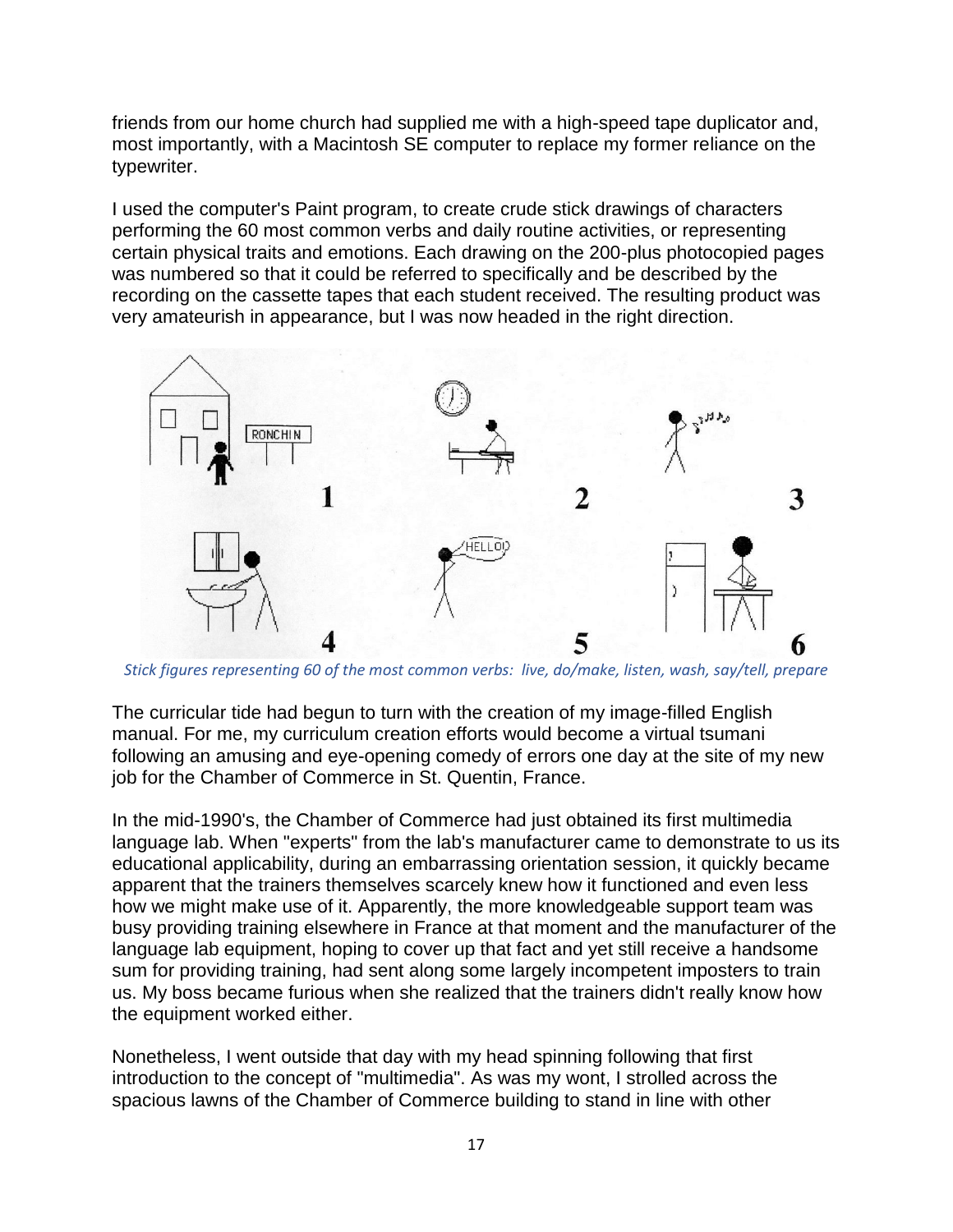friends from our home church had supplied me with a high-speed tape duplicator and, most importantly, with a Macintosh SE computer to replace my former reliance on the typewriter.

I used the computer's Paint program, to create crude stick drawings of characters performing the 60 most common verbs and daily routine activities, or representing certain physical traits and emotions. Each drawing on the 200-plus photocopied pages was numbered so that it could be referred to specifically and be described by the recording on the cassette tapes that each student received. The resulting product was very amateurish in appearance, but I was now headed in the right direction.

*Stick figures representing 60 of the most common verbs: live, do/make, listen, wash, say/tell, prepare*

The curricular tide had begun to turn with the creation of my image-filled English manual. For me, my curriculum creation efforts would become a virtual tsumani following an amusing and eye-opening comedy of errors one day at the site of my new job for the Chamber of Commerce in St. Quentin, France.

In the mid-1990's, the Chamber of Commerce had just obtained its first multimedia language lab. When "experts" from the lab's manufacturer came to demonstrate to us its educational applicability, during an embarrassing orientation session, it quickly became apparent that the trainers themselves scarcely knew how it functioned and even less how we might make use of it. Apparently, the more knowledgeable support team was busy providing training elsewhere in France at that moment and the manufacturer of the language lab equipment, hoping to cover up that fact and yet still receive a handsome sum for providing training, had sent along some largely incompetent imposters to train us. My boss became furious when she realized that the trainers didn't really know how the equipment worked either.

Nonetheless, I went outside that day with my head spinning following that first introduction to the concept of "multimedia". As was my wont, I strolled across the spacious lawns of the Chamber of Commerce building to stand in line with other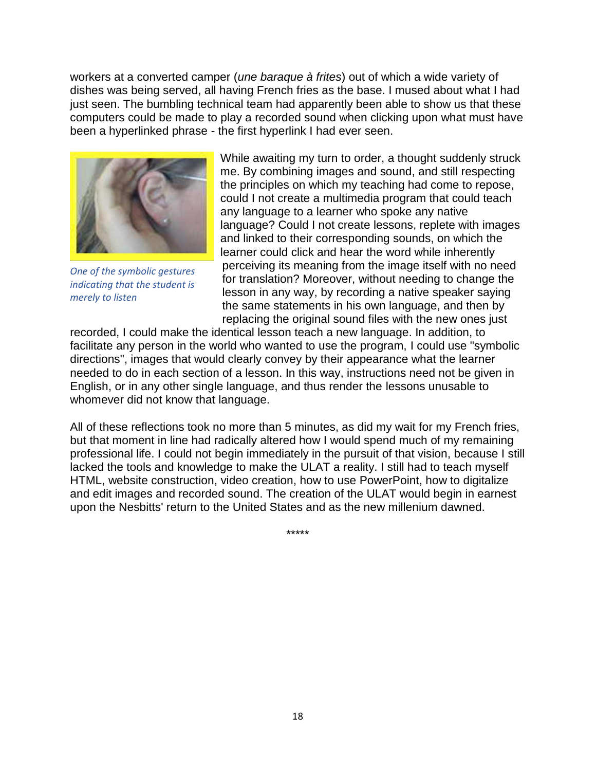workers at a converted camper (*une baraque à frites*) out of which a wide variety of dishes was being served, all having French fries as the base. I mused about what I had just seen. The bumbling technical team had apparently been able to show us that these computers could be made to play a recorded sound when clicking upon what must have been a hyperlinked phrase - the first hyperlink I had ever seen.

*One of the symbolic gestures indicating that the student is merely to listen*

While awaiting my turn to order, a thought suddenly struck me. By combining images and sound, and still respecting the principles on which my teaching had come to repose, could I not create a multimedia program that could teach any language to a learner who spoke any native language? Could I not create lessons, replete with images and linked to their corresponding sounds, on which the learner could click and hear the word while inherently perceiving its meaning from the image itself with no need for translation? Moreover, without needing to change the lesson in any way, by recording a native speaker saying the same statements in his own language, and then by replacing the original sound files with the new ones just recorded, I could make the identical lesson teach a new language. In addition, to facilitate any person in the world who wanted to use the program, I could use "symbolic directions", images that would clearly convey by their appearance what the learner needed to do in each section of a lesson. In this way, instructions need not be given in English, or in any other single language, and thus render the lessons unusable to whomever did not know that language.

All of these reflections took no more than 5 minutes, as did my wait for my French fries, but that moment in line had radically altered how I would spend much of my remaining professional life. I could not begin immediately in the pursuit of that vision, because I still lacked the tools and knowledge to make the ULAT a reality. I still had to teach myself HTML, website construction, video creation, how to use PowerPoint, how to digitalize and edit images and recorded sound. The creation of the ULAT would begin in earnest upon the Nesbitts' return to the United States and as the new millenium dawned.

*****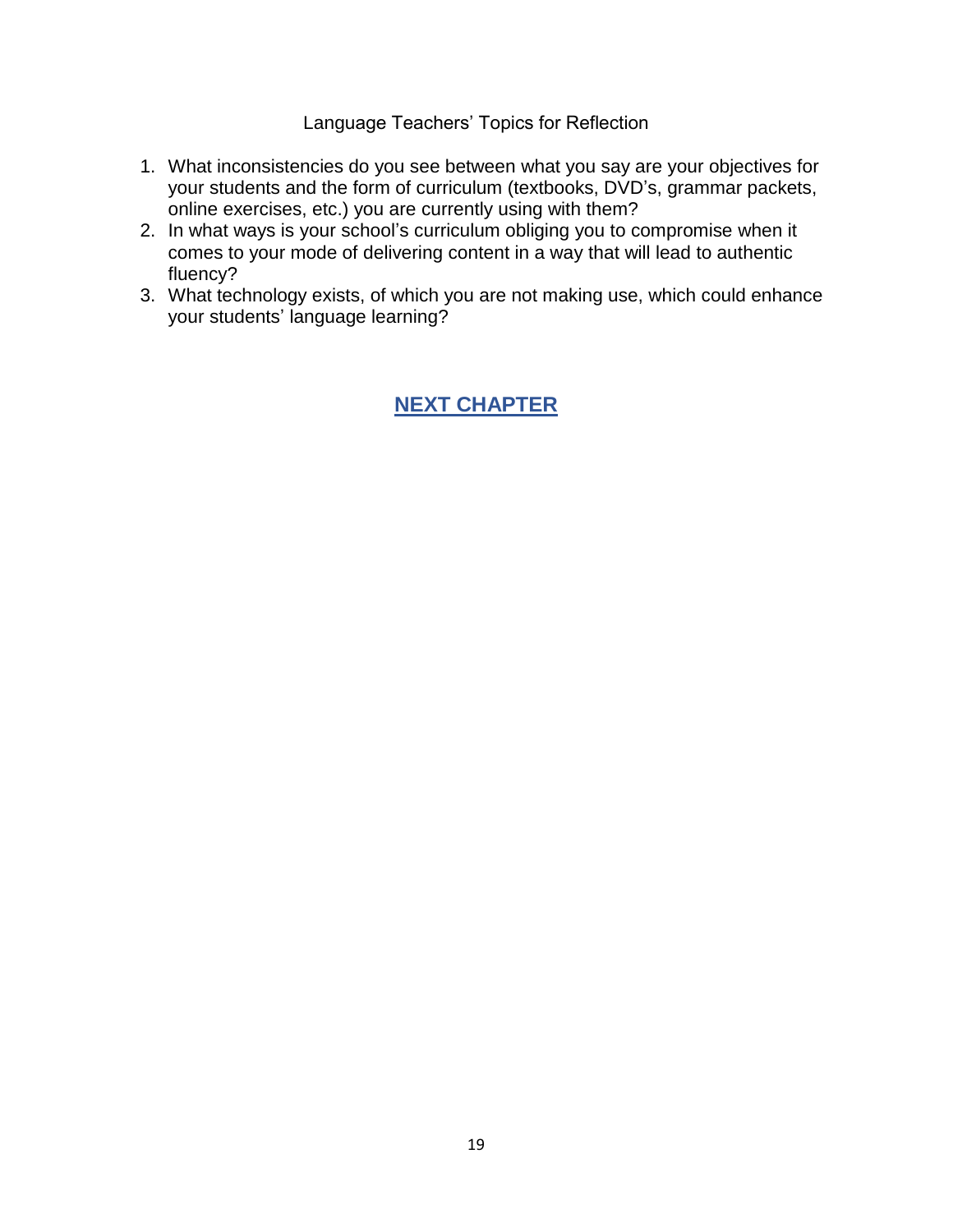Language Teachers' Topics for Reflection

1. What inconsistencies do you see between what you say are your objectives for your students and the form of curriculum (textbooks, DVD's, grammar packets, online exercises, etc.) you are currently using with them?
2. In what ways is your school's curriculum obliging you to compromise when it comes to your mode of delivering content in a way that will lead to authentic fluency?
3. What technology exists, of which you are not making use, which could enhance your students' language learning?

**NEXT CHAPTER**